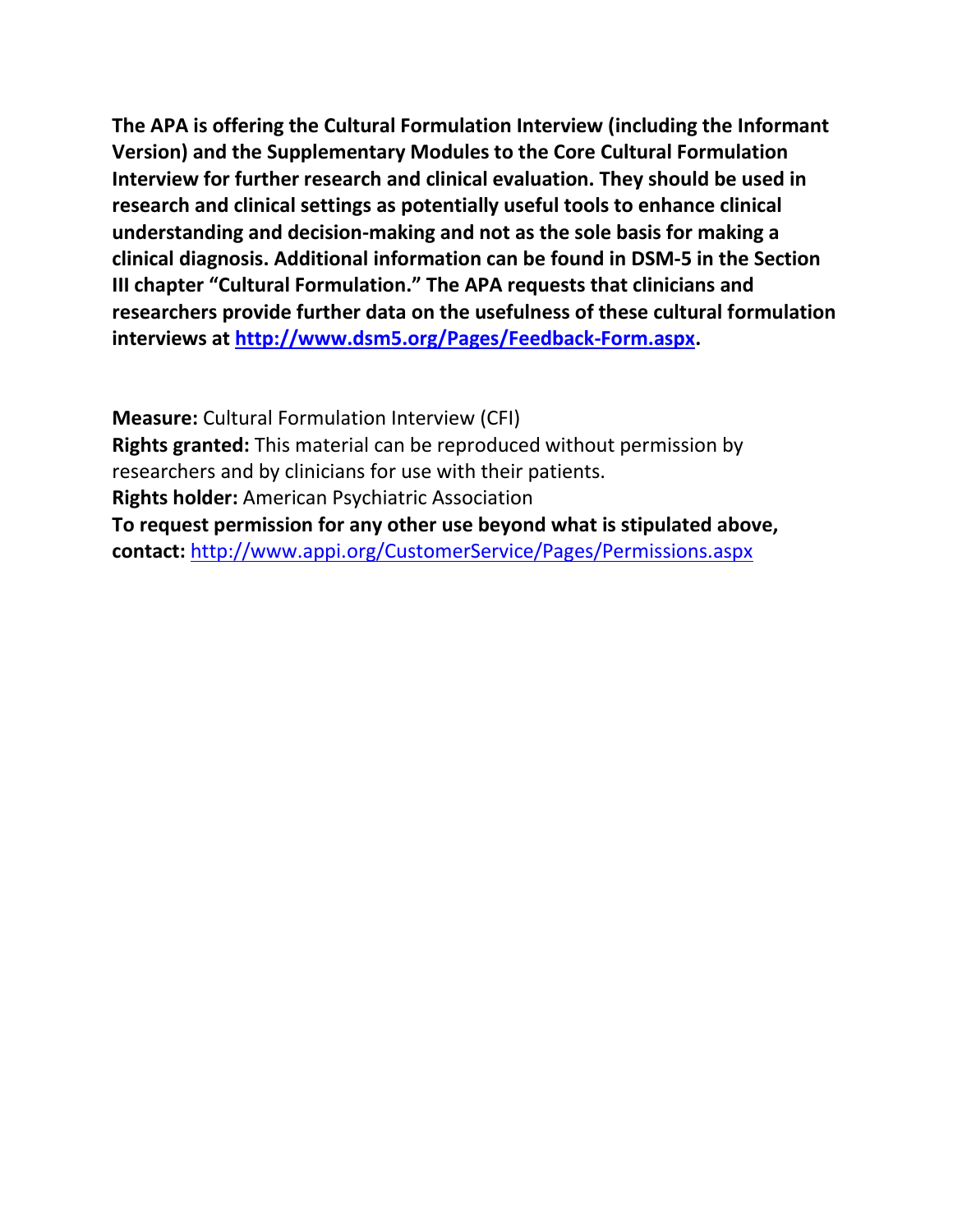**The APA is offering the Cultural Formulation Interview (including the Informant Version) and the Supplementary Modules to the Core Cultural Formulation Interview for further research and clinical evaluation. They should be used in research and clinical settings as potentially useful tools to enhance clinical understanding and decision-making and not as the sole basis for making a clinical diagnosis. Additional information can be found in DSM-5 in the Section III chapter "Cultural Formulation." The APA requests that clinicians and researchers provide further data on the usefulness of these cultural formulation interviews at [http://www.dsm5.org/Pages/Feedback-Form.aspx](http://www.dsm5.org/Pages/Feedback-Form.aspx).**

**Measure:** Cultural Formulation Interview (CFI)
**Rights granted:** This material can be reproduced without permission by researchers and by clinicians for use with their patients.
**Rights holder:** American Psychiatric Association
**To request permission for any other use beyond what is stipulated above, contact:** [http://www.appi.org/CustomerService/Pages/Permissions.aspx](http://www.appi.org/CustomerService/Pages/Permissions.aspx)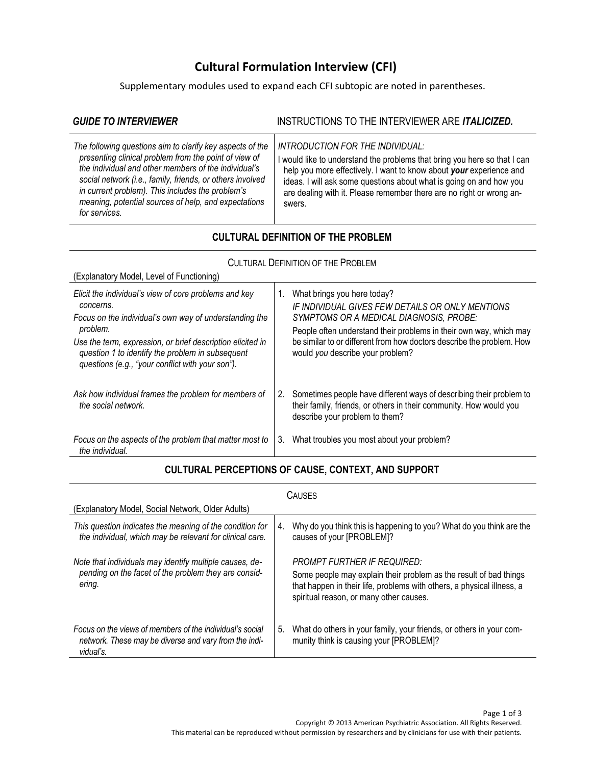# Cultural Formulation Interview (CFI)

Supplementary modules used to expand each CFI subtopic are noted in parentheses.

| ***GUIDE TO INTERVIEWER*** | INSTRUCTIONS TO THE INTERVIEWER ARE ***ITALICIZED.*** |
|---|---|
| *The following questions aim to clarify key aspects of the presenting clinical problem from the point of view of the individual and other members of the individual's social network (i.e., family, friends, or others involved in current problem). This includes the problem's meaning, potential sources of help, and expectations for services.* | *INTRODUCTION FOR THE INDIVIDUAL:* I would like to understand the problems that bring you here so that I can help you more effectively. I want to know about ***your*** experience and ideas. I will ask some questions about what is going on and how you are dealing with it. Please remember there are no right or wrong answers. |

## CULTURAL DEFINITION OF THE PROBLEM

### Cultural Definition of the Problem

(Explanatory Model, Level of Functioning)

| | |
|---|---|
| *Elicit the individual's view of core problems and key concerns.* *Focus on the individual's own way of understanding the problem.* *Use the term, expression, or brief description elicited in question 1 to identify the problem in subsequent questions (e.g., "your conflict with your son").* | 1. What brings you here today? *IF INDIVIDUAL GIVES FEW DETAILS OR ONLY MENTIONS SYMPTOMS OR A MEDICAL DIAGNOSIS, PROBE:* People often understand their problems in their own way, which may be similar to or different from how doctors describe the problem. How would *you* describe your problem? |
| *Ask how individual frames the problem for members of the social network.* | 2. Sometimes people have different ways of describing their problem to their family, friends, or others in their community. How would you describe your problem to them? |
| *Focus on the aspects of the problem that matter most to the individual.* | 3. What troubles you most about your problem? |

## CULTURAL PERCEPTIONS OF CAUSE, CONTEXT, AND SUPPORT

### Causes

(Explanatory Model, Social Network, Older Adults)

| | |
|---|---|
| *This question indicates the meaning of the condition for the individual, which may be relevant for clinical care.* | 4. Why do you think this is happening to you? What do you think are the causes of your [PROBLEM]? |
| *Note that individuals may identify multiple causes, depending on the facet of the problem they are considering.* | *PROMPT FURTHER IF REQUIRED:* Some people may explain their problem as the result of bad things that happen in their life, problems with others, a physical illness, a spiritual reason, or many other causes. |
| *Focus on the views of members of the individual's social network. These may be diverse and vary from the individual's.* | 5. What do others in your family, your friends, or others in your community think is causing your [PROBLEM]? |

Copyright © 2013 American Psychiatric Association. All Rights Reserved.
This material can be reproduced without permission by researchers and by clinicians for use with their patients.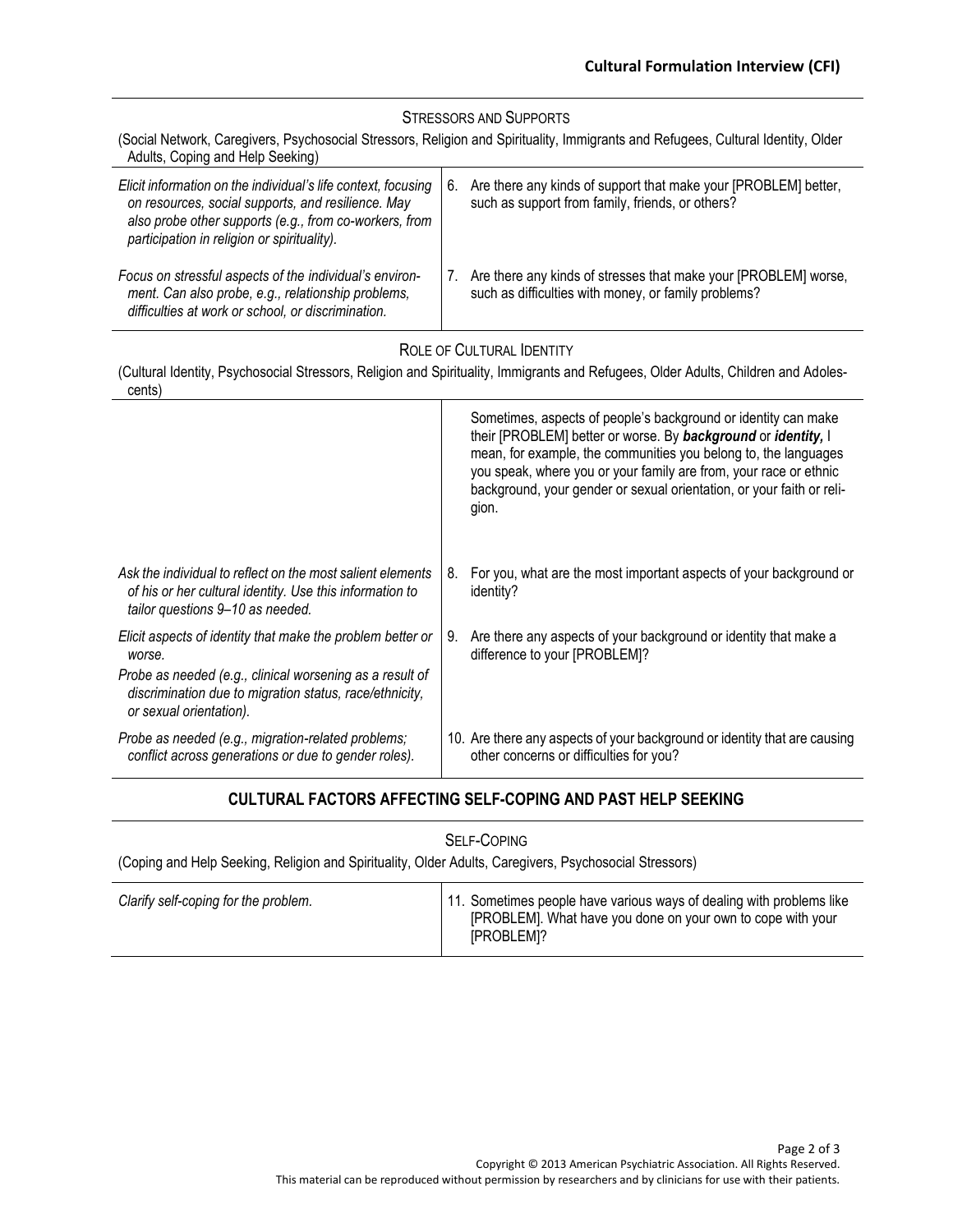STRESSORS AND SUPPORTS

(Social Network, Caregivers, Psychosocial Stressors, Religion and Spirituality, Immigrants and Refugees, Cultural Identity, Older Adults, Coping and Help Seeking)

| | |
|---|---|
| *Elicit information on the individual's life context, focusing on resources, social supports, and resilience. May also probe other supports (e.g., from co-workers, from participation in religion or spirituality).* | 6. Are there any kinds of support that make your [PROBLEM] better, such as support from family, friends, or others? |
| *Focus on stressful aspects of the individual's environment. Can also probe, e.g., relationship problems, difficulties at work or school, or discrimination.* | 7. Are there any kinds of stresses that make your [PROBLEM] worse, such as difficulties with money, or family problems? |

ROLE OF CULTURAL IDENTITY

(Cultural Identity, Psychosocial Stressors, Religion and Spirituality, Immigrants and Refugees, Older Adults, Children and Adolescents)

| | |
|---|---|
| | Sometimes, aspects of people's background or identity can make their [PROBLEM] better or worse. By ***background*** or ***identity,*** I mean, for example, the communities you belong to, the languages you speak, where you or your family are from, your race or ethnic background, your gender or sexual orientation, or your faith or religion. |
| *Ask the individual to reflect on the most salient elements of his or her cultural identity. Use this information to tailor questions 9–10 as needed.* | 8. For you, what are the most important aspects of your background or identity? |
| *Elicit aspects of identity that make the problem better or worse.* *Probe as needed (e.g., clinical worsening as a result of discrimination due to migration status, race/ethnicity, or sexual orientation).* | 9. Are there any aspects of your background or identity that make a difference to your [PROBLEM]? |
| *Probe as needed (e.g., migration-related problems; conflict across generations or due to gender roles).* | 10. Are there any aspects of your background or identity that are causing other concerns or difficulties for you? |

## CULTURAL FACTORS AFFECTING SELF-COPING AND PAST HELP SEEKING

SELF-COPING

(Coping and Help Seeking, Religion and Spirituality, Older Adults, Caregivers, Psychosocial Stressors)

| | |
|---|---|
| *Clarify self-coping for the problem.* | 11. Sometimes people have various ways of dealing with problems like [PROBLEM]. What have you done on your own to cope with your [PROBLEM]? |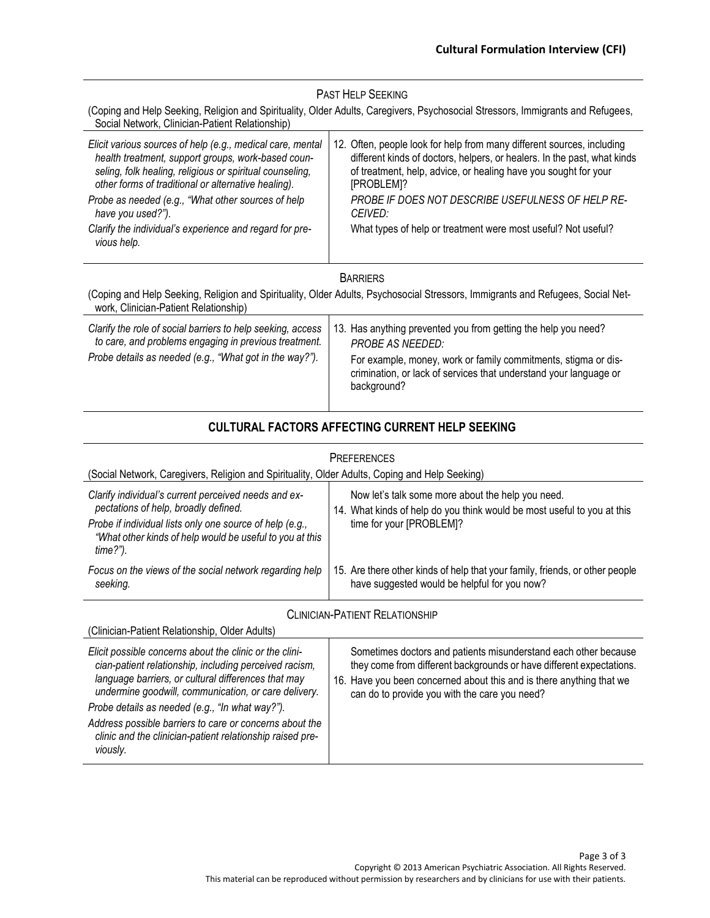### PAST HELP SEEKING

(Coping and Help Seeking, Religion and Spirituality, Older Adults, Caregivers, Psychosocial Stressors, Immigrants and Refugees, Social Network, Clinician-Patient Relationship)

| | |
|---|---|
| *Elicit various sources of help (e.g., medical care, mental health treatment, support groups, work-based counseling, folk healing, religious or spiritual counseling, other forms of traditional or alternative healing).* <br> *Probe as needed (e.g., "What other sources of help have you used?").* <br> *Clarify the individual's experience and regard for previous help.* | 12. Often, people look for help from many different sources, including different kinds of doctors, helpers, or healers. In the past, what kinds of treatment, help, advice, or healing have you sought for your [PROBLEM]? <br> *PROBE IF DOES NOT DESCRIBE USEFULNESS OF HELP RECEIVED:* <br> What types of help or treatment were most useful? Not useful? |

### BARRIERS

(Coping and Help Seeking, Religion and Spirituality, Older Adults, Psychosocial Stressors, Immigrants and Refugees, Social Network, Clinician-Patient Relationship)

| | |
|---|---|
| *Clarify the role of social barriers to help seeking, access to care, and problems engaging in previous treatment.* <br> *Probe details as needed (e.g., "What got in the way?").* | 13. Has anything prevented you from getting the help you need? <br> *PROBE AS NEEDED:* <br> For example, money, work or family commitments, stigma or discrimination, or lack of services that understand your language or background? |

## CULTURAL FACTORS AFFECTING CURRENT HELP SEEKING

### PREFERENCES

(Social Network, Caregivers, Religion and Spirituality, Older Adults, Coping and Help Seeking)

| | |
|---|---|
| *Clarify individual's current perceived needs and expectations of help, broadly defined.* <br> *Probe if individual lists only one source of help (e.g., "What other kinds of help would be useful to you at this time?").* | Now let's talk some more about the help you need. <br> 14. What kinds of help do you think would be most useful to you at this time for your [PROBLEM]? |
| *Focus on the views of the social network regarding help seeking.* | 15. Are there other kinds of help that your family, friends, or other people have suggested would be helpful for you now? |

### CLINICIAN-PATIENT RELATIONSHIP

(Clinician-Patient Relationship, Older Adults)

| | |
|---|---|
| *Elicit possible concerns about the clinic or the clinician-patient relationship, including perceived racism, language barriers, or cultural differences that may undermine goodwill, communication, or care delivery.* <br> *Probe details as needed (e.g., "In what way?").* <br> *Address possible barriers to care or concerns about the clinic and the clinician-patient relationship raised previously.* | Sometimes doctors and patients misunderstand each other because they come from different backgrounds or have different expectations. <br> 16. Have you been concerned about this and is there anything that we can do to provide you with the care you need? |

Copyright © 2013 American Psychiatric Association. All Rights Reserved.
This material can be reproduced without permission by researchers and by clinicians for use with their patients.